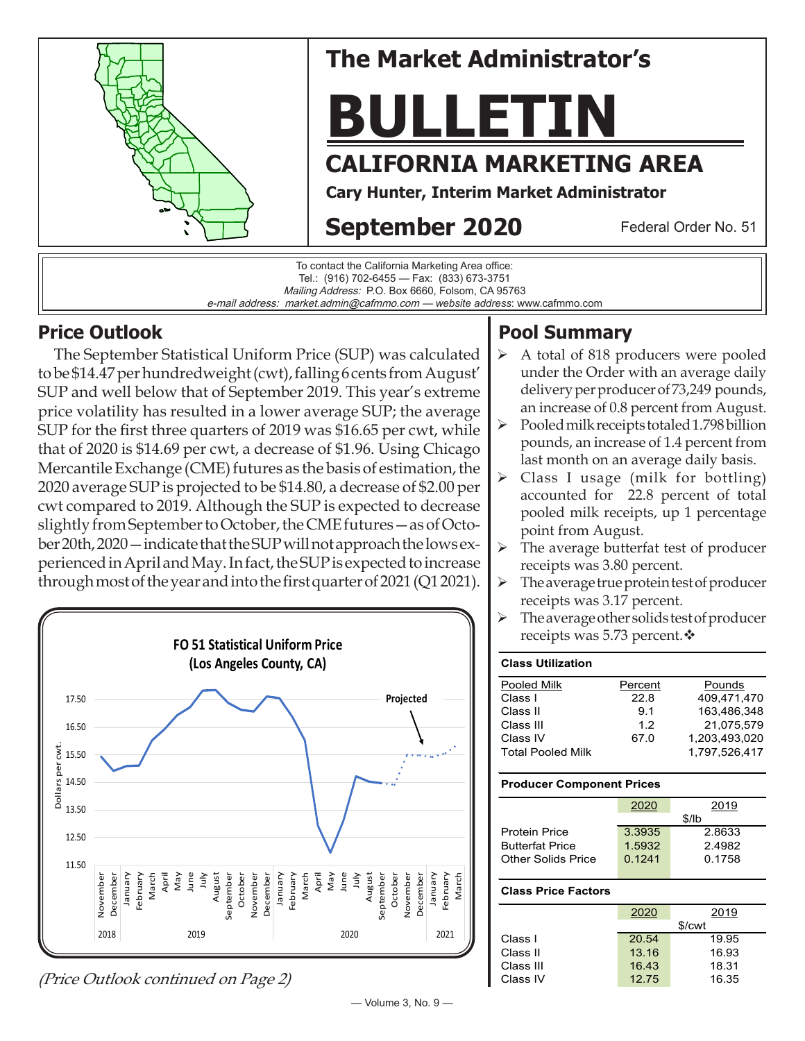# The Market Administrator's

# BULLETIN

## CALIFORNIA MARKETING AREA

**Cary Hunter, Interim Market Administrator**

**September 2020** — Federal Order No. 51

To contact the California Marketing Area office:
Tel.: (916) 702-6455 — Fax: (833) 673-3751
*Mailing Address:* P.O. Box 6660, Folsom, CA 95763
*e-mail address: market.admin@cafmmo.com — website address*: www.cafmmo.com

## Price Outlook

The September Statistical Uniform Price (SUP) was calculated to be $14.47 per hundredweight (cwt), falling 6 cents from August' SUP and well below that of September 2019. This year's extreme price volatility has resulted in a lower average SUP; the average SUP for the first three quarters of 2019 was $16.65 per cwt, while that of 2020 is $14.69 per cwt, a decrease of $1.96. Using Chicago Mercantile Exchange (CME) futures as the basis of estimation, the 2020 average SUP is projected to be $14.80, a decrease of $2.00 per cwt compared to 2019. Although the SUP is expected to decrease slightly from September to October, the CME futures—as of October 20th, 2020—indicate that the SUP will not approach the lows experienced in April and May. In fact, the SUP is expected to increase through most of the year and into the first quarter of 2021 (Q1 2021).

**FO 51 Statistical Uniform Price (Los Angeles County, CA)**

*(Price Outlook continued on Page 2)*

## Pool Summary

- A total of 818 producers were pooled under the Order with an average daily delivery per producer of 73,249 pounds, an increase of 0.8 percent from August.
- Pooled milk receipts totaled 1.798 billion pounds, an increase of 1.4 percent from last month on an average daily basis.
- Class I usage (milk for bottling) accounted for 22.8 percent of total pooled milk receipts, up 1 percentage point from August.
- The average butterfat test of producer receipts was 3.80 percent.
- The average true protein test of producer receipts was 3.17 percent.
- The average other solids test of producer receipts was 5.73 percent.❖

**Class Utilization**

| Pooled Milk | Percent | Pounds |
|---|---|---|
| Class I | 22.8 | 409,471,470 |
| Class II | 9.1 | 163,486,348 |
| Class III | 1.2 | 21,075,579 |
| Class IV | 67.0 | 1,203,493,020 |
| Total Pooled Milk | | 1,797,526,417 |

**Producer Component Prices**

| | 2020 | 2019 |
|---|---|---|
| | $/lb | |
| Protein Price | 3.3935 | 2.8633 |
| Butterfat Price | 1.5932 | 2.4982 |
| Other Solids Price | 0.1241 | 0.1758 |

**Class Price Factors**

| | 2020 | 2019 |
|---|---|---|
| | $/cwt | |
| Class I | 20.54 | 19.95 |
| Class II | 13.16 | 16.93 |
| Class III | 16.43 | 18.31 |
| Class IV | 12.75 | 16.35 |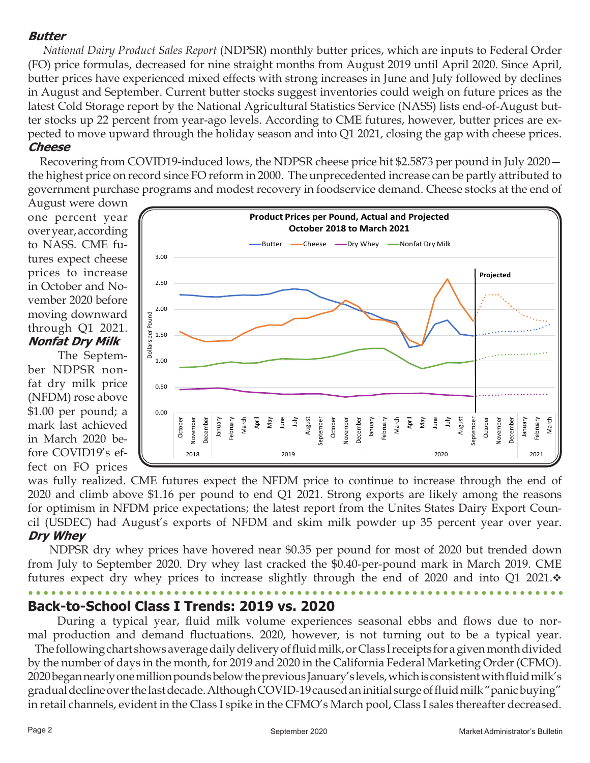## Butter

*National Dairy Product Sales Report* (NDPSR) monthly butter prices, which are inputs to Federal Order (FO) price formulas, decreased for nine straight months from August 2019 until April 2020. Since April, butter prices have experienced mixed effects with strong increases in June and July followed by declines in August and September. Current butter stocks suggest inventories could weigh on future prices as the latest Cold Storage report by the National Agricultural Statistics Service (NASS) lists end-of-August butter stocks up 22 percent from year-ago levels. According to CME futures, however, butter prices are expected to move upward through the holiday season and into Q1 2021, closing the gap with cheese prices.

## Cheese

Recovering from COVID19-induced lows, the NDPSR cheese price hit $2.5873 per pound in July 2020—the highest price on record since FO reform in 2000. The unprecedented increase can be partly attributed to government purchase programs and modest recovery in foodservice demand. Cheese stocks at the end of August were down one percent year over year, according to NASS. CME futures expect cheese prices to increase in October and November 2020 before moving downward through Q1 2021.

## Nonfat Dry Milk

The September NDPSR nonfat dry milk price (NFDM) rose above $1.00 per pound; a mark last achieved in March 2020 before COVID19's effect on FO prices was fully realized. CME futures expect the NFDM price to continue to increase through the end of 2020 and climb above $1.16 per pound to end Q1 2021. Strong exports are likely among the reasons for optimism in NFDM price expectations; the latest report from the Unites States Dairy Export Council (USDEC) had August's exports of NFDM and skim milk powder up 35 percent year over year.

## Dry Whey

NDPSR dry whey prices have hovered near $0.35 per pound for most of 2020 but trended down from July to September 2020. Dry whey last cracked the $0.40-per-pound mark in March 2019. CME futures expect dry whey prices to increase slightly through the end of 2020 and into Q1 2021.❖

**Product Prices per Pound, Actual and Projected October 2018 to March 2021**

# Back-to-School Class I Trends: 2019 vs. 2020

During a typical year, fluid milk volume experiences seasonal ebbs and flows due to normal production and demand fluctuations. 2020, however, is not turning out to be a typical year. The following chart shows average daily delivery of fluid milk, or Class I receipts for a given month divided by the number of days in the month, for 2019 and 2020 in the California Federal Marketing Order (CFMO). 2020 began nearly one million pounds below the previous January's levels, which is consistent with fluid milk's gradual decline over the last decade. Although COVID-19 caused an initial surge of fluid milk "panic buying" in retail channels, evident in the Class I spike in the CFMO's March pool, Class I sales thereafter decreased.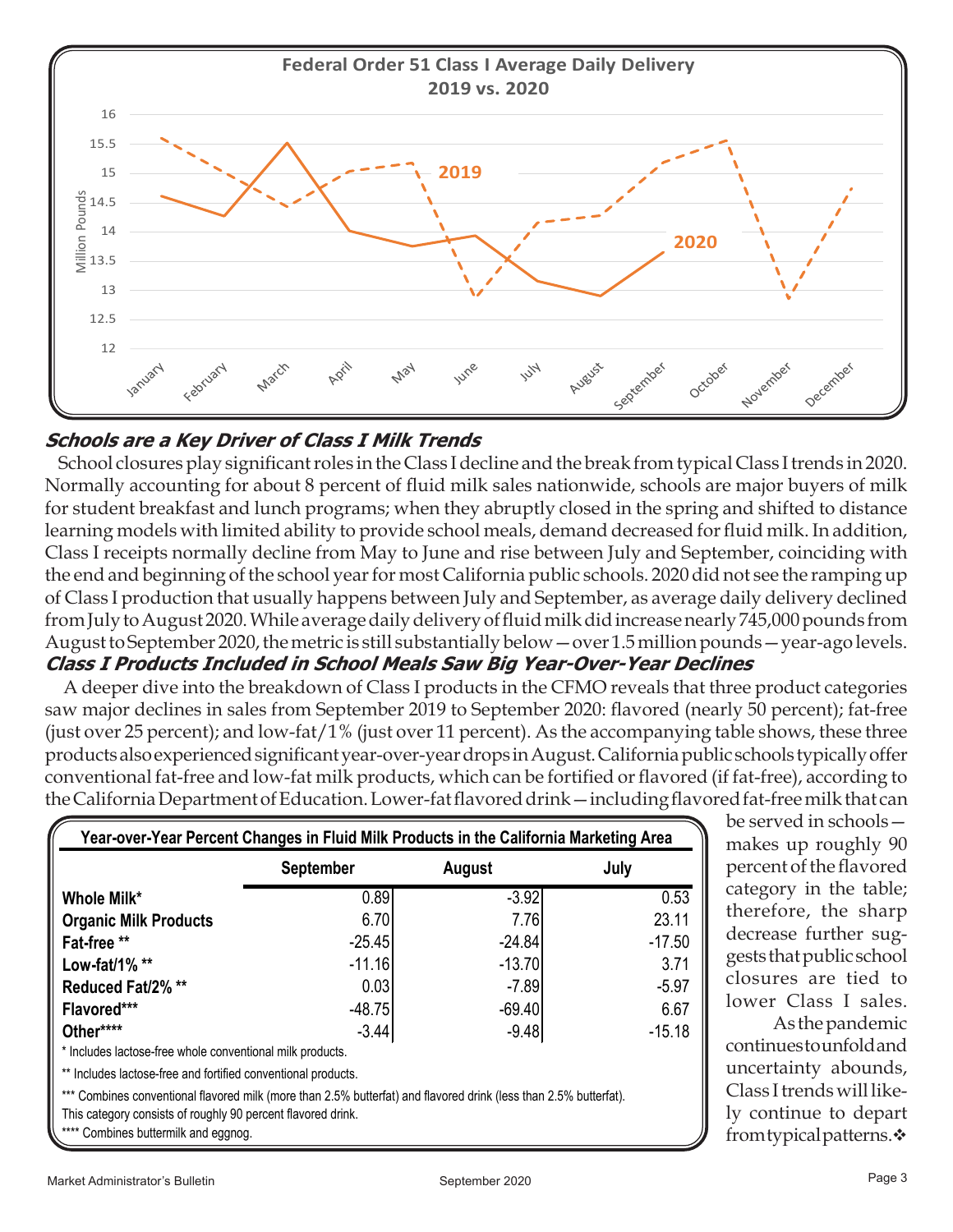**Federal Order 51 Class I Average Daily Delivery**
**2019 vs. 2020**

## *Schools are a Key Driver of Class I Milk Trends*

School closures play significant roles in the Class I decline and the break from typical Class I trends in 2020. Normally accounting for about 8 percent of fluid milk sales nationwide, schools are major buyers of milk for student breakfast and lunch programs; when they abruptly closed in the spring and shifted to distance learning models with limited ability to provide school meals, demand decreased for fluid milk. In addition, Class I receipts normally decline from May to June and rise between July and September, coinciding with the end and beginning of the school year for most California public schools. 2020 did not see the ramping up of Class I production that usually happens between July and September, as average daily delivery declined from July to August 2020. While average daily delivery of fluid milk did increase nearly 745,000 pounds from August to September 2020, the metric is still substantially below—over 1.5 million pounds—year-ago levels.

## *Class I Products Included in School Meals Saw Big Year-Over-Year Declines*

A deeper dive into the breakdown of Class I products in the CFMO reveals that three product categories saw major declines in sales from September 2019 to September 2020: flavored (nearly 50 percent); fat-free (just over 25 percent); and low-fat/1% (just over 11 percent). As the accompanying table shows, these three products also experienced significant year-over-year drops in August. California public schools typically offer conventional fat-free and low-fat milk products, which can be fortified or flavored (if fat-free), according to the California Department of Education. Lower-fat flavored drink—including flavored fat-free milk that can be served in schools—makes up roughly 90 percent of the flavored category in the table; therefore, the sharp decrease further suggests that public school closures are tied to lower Class I sales.

As the pandemic continues to unfold and uncertainty abounds, Class I trends will likely continue to depart from typical patterns.❖

**Year-over-Year Percent Changes in Fluid Milk Products in the California Marketing Area**

| | September | August | July |
|---|---|---|---|
| **Whole Milk*** | 0.89 | -3.92 | 0.53 |
| **Organic Milk Products** | 6.70 | 7.76 | 23.11 |
| **Fat-free **** | -25.45 | -24.84 | -17.50 |
| **Low-fat/1% **** | -11.16 | -13.70 | 3.71 |
| **Reduced Fat/2% **** | 0.03 | -7.89 | -5.97 |
| **Flavored***** | -48.75 | -69.40 | 6.67 |
| **Other****** | -3.44 | -9.48 | -15.18 |

\* Includes lactose-free whole conventional milk products.

** Includes lactose-free and fortified conventional products.

*** Combines conventional flavored milk (more than 2.5% butterfat) and flavored drink (less than 2.5% butterfat). This category consists of roughly 90 percent flavored drink.

**** Combines buttermilk and eggnog.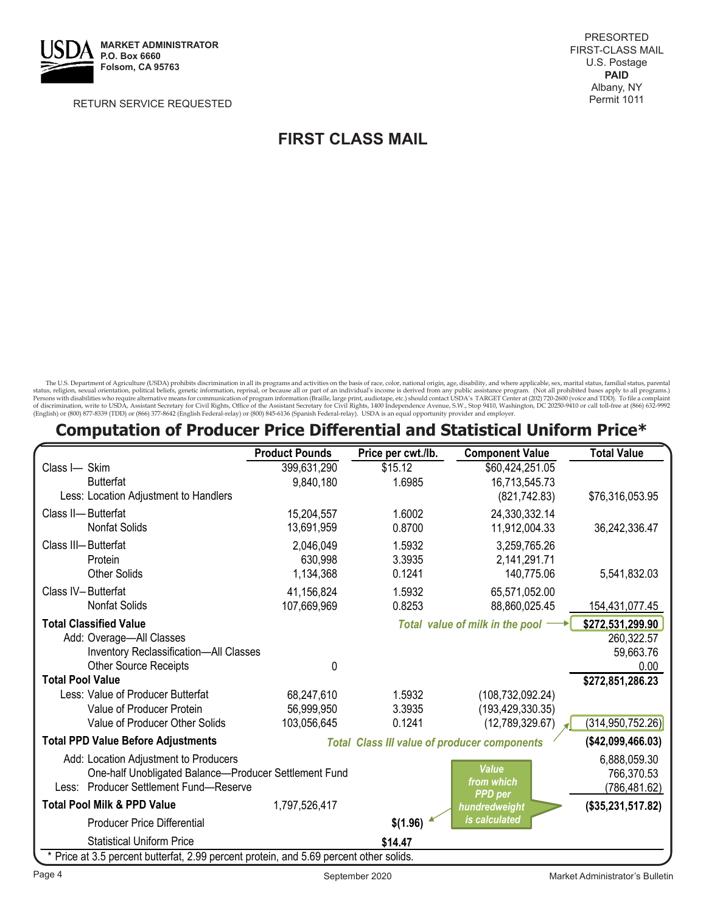MARKET ADMINISTRATOR
P.O. Box 6660
Folsom, CA 95763

RETURN SERVICE REQUESTED

PRESORTED
FIRST-CLASS MAIL
U.S. Postage
**PAID**
Albany, NY
Permit 1011

## FIRST CLASS MAIL

The U.S. Department of Agriculture (USDA) prohibits discrimination in all its programs and activities on the basis of race, color, national origin, age, disability, and where applicable, sex, marital status, familial status, parental status, religion, sexual orientation, political beliefs, genetic information, reprisal, or because all or part of an individual's income is derived from any public assistance program. (Not all prohibited bases apply to all programs.) Persons with disabilities who require alternative means for communication of program information (Braille, large print, audiotape, etc.) should contact USDA's TARGET Center at (202) 720-2600 (voice and TDD). To file a complaint of discrimination, write to USDA, Assistant Secretary for Civil Rights, Office of the Assistant Secretary for Civil Rights, 1400 Independence Avenue, S.W., Stop 9410, Washington, DC 20250-9410 or call toll-free at (866) 632-9992 (English) or (800) 877-8339 (TDD) or (866) 377-8642 (English Federal-relay) or (800) 845-6136 (Spanish Federal-relay). USDA is an equal opportunity provider and employer.

## Computation of Producer Price Differential and Statistical Uniform Price*

| | Product Pounds | Price per cwt./lb. | Component Value | Total Value |
|---|---|---|---|---|
| Class I— Skim | 399,631,290 | $15.12 | $60,424,251.05 | |
| Butterfat | 9,840,180 | 1.6985 | 16,713,545.73 | |
| Less: Location Adjustment to Handlers | | | (821,742.83) | $76,316,053.95 |
| Class II— Butterfat | 15,204,557 | 1.6002 | 24,330,332.14 | |
| Nonfat Solids | 13,691,959 | 0.8700 | 11,912,004.33 | 36,242,336.47 |
| Class III— Butterfat | 2,046,049 | 1.5932 | 3,259,765.26 | |
| Protein | 630,998 | 3.3935 | 2,141,291.71 | |
| Other Solids | 1,134,368 | 0.1241 | 140,775.06 | 5,541,832.03 |
| Class IV— Butterfat | 41,156,824 | 1.5932 | 65,571,052.00 | |
| Nonfat Solids | 107,669,969 | 0.8253 | 88,860,025.45 | 154,431,077.45 |
| **Total Classified Value** | | | *Total value of milk in the pool* → | **$272,531,299.90** |
| Add: Overage—All Classes | | | | 260,322.57 |
| Inventory Reclassification—All Classes | | | | 59,663.76 |
| Other Source Receipts | 0 | | | 0.00 |
| **Total Pool Value** | | | | **$272,851,286.23** |
| Less: Value of Producer Butterfat | 68,247,610 | 1.5932 | (108,732,092.24) | |
| Value of Producer Protein | 56,999,950 | 3.3935 | (193,429,330.35) | |
| Value of Producer Other Solids | 103,056,645 | 0.1241 | (12,789,329.67) | (314,950,752.26) |
| **Total PPD Value Before Adjustments** | | *Total Class III value of producer components* | | **($42,099,466.03)** |
| Add: Location Adjustment to Producers | | | | 6,888,059.30 |
| One-half Unobligated Balance—Producer Settlement Fund | | | | 766,370.53 |
| Less: Producer Settlement Fund—Reserve | | | | (786,481.62) |
| **Total Pool Milk & PPD Value** | 1,797,526,417 | | | **($35,231,517.82)** |
| Producer Price Differential | | **$(1.96)** | *Value from which PPD per hundredweight is calculated* | |
| Statistical Uniform Price | | **$14.47** | | |

* Price at 3.5 percent butterfat, 2.99 percent protein, and 5.69 percent other solids.